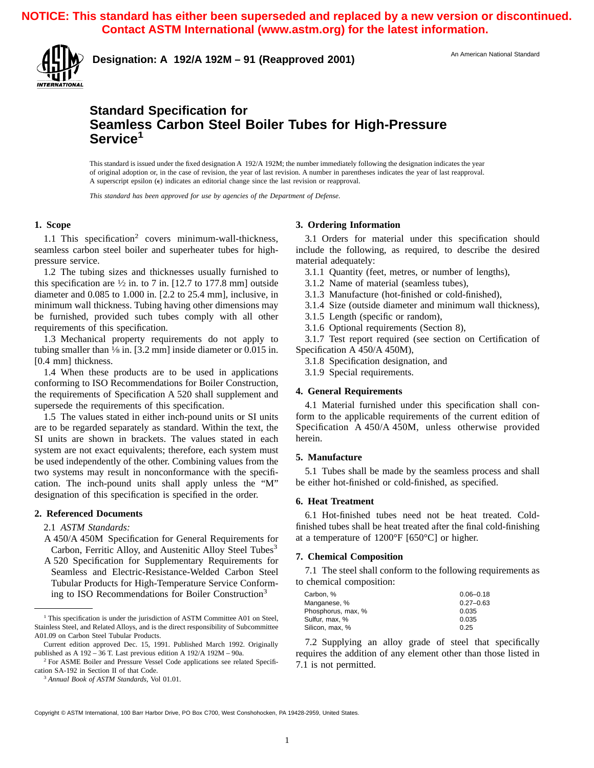**NOTICE: This standard has either been superseded and replaced by a new version or discontinued. Contact ASTM International (www.astm.org) for the latest information.**

**Designation: A 192/A 192M – 91 (Reapproved 2001)**

An American National Standard

# Standard Specification for Seamless Carbon Steel Boiler Tubes for High-Pressure Service[1]

This standard is issued under the fixed designation A 192/A 192M; the number immediately following the designation indicates the year of original adoption or, in the case of revision, the year of last revision. A number in parentheses indicates the year of last reapproval. A superscript epsilon (ε) indicates an editorial change since the last revision or reapproval.

*This standard has been approved for use by agencies of the Department of Defense.*

## 1. Scope

1.1 This specification[2] covers minimum-wall-thickness, seamless carbon steel boiler and superheater tubes for high-pressure service.

1.2 The tubing sizes and thicknesses usually furnished to this specification are ½ in. to 7 in. [12.7 to 177.8 mm] outside diameter and 0.085 to 1.000 in. [2.2 to 25.4 mm], inclusive, in minimum wall thickness. Tubing having other dimensions may be furnished, provided such tubes comply with all other requirements of this specification.

1.3 Mechanical property requirements do not apply to tubing smaller than ⅛ in. [3.2 mm] inside diameter or 0.015 in. [0.4 mm] thickness.

1.4 When these products are to be used in applications conforming to ISO Recommendations for Boiler Construction, the requirements of Specification A 520 shall supplement and supersede the requirements of this specification.

1.5 The values stated in either inch-pound units or SI units are to be regarded separately as standard. Within the text, the SI units are shown in brackets. The values stated in each system are not exact equivalents; therefore, each system must be used independently of the other. Combining values from the two systems may result in nonconformance with the specification. The inch-pound units shall apply unless the "M" designation of this specification is specified in the order.

## 2. Referenced Documents

2.1 *ASTM Standards:*

A 450/A 450M Specification for General Requirements for Carbon, Ferritic Alloy, and Austenitic Alloy Steel Tubes[3]

A 520 Specification for Supplementary Requirements for Seamless and Electric-Resistance-Welded Carbon Steel Tubular Products for High-Temperature Service Conforming to ISO Recommendations for Boiler Construction[3]

## 3. Ordering Information

3.1 Orders for material under this specification should include the following, as required, to describe the desired material adequately:

3.1.1 Quantity (feet, metres, or number of lengths),

3.1.2 Name of material (seamless tubes),

3.1.3 Manufacture (hot-finished or cold-finished),

3.1.4 Size (outside diameter and minimum wall thickness),

3.1.5 Length (specific or random),

3.1.6 Optional requirements (Section 8),

3.1.7 Test report required (see section on Certification of Specification A 450/A 450M),

3.1.8 Specification designation, and

3.1.9 Special requirements.

## 4. General Requirements

4.1 Material furnished under this specification shall conform to the applicable requirements of the current edition of Specification A 450/A 450M, unless otherwise provided herein.

## 5. Manufacture

5.1 Tubes shall be made by the seamless process and shall be either hot-finished or cold-finished, as specified.

## 6. Heat Treatment

6.1 Hot-finished tubes need not be heat treated. Cold-finished tubes shall be heat treated after the final cold-finishing at a temperature of 1200°F [650°C] or higher.

## 7. Chemical Composition

7.1 The steel shall conform to the following requirements as to chemical composition:

| | |
|---|---|
| Carbon, % | 0.06–0.18 |
| Manganese, % | 0.27–0.63 |
| Phosphorus, max, % | 0.035 |
| Sulfur, max, % | 0.035 |
| Silicon, max, % | 0.25 |

7.2 Supplying an alloy grade of steel that specifically requires the addition of any element other than those listed in 7.1 is not permitted.

---

[1] This specification is under the jurisdiction of ASTM Committee A01 on Steel, Stainless Steel, and Related Alloys, and is the direct responsibility of Subcommittee A01.09 on Carbon Steel Tubular Products.

Current edition approved Dec. 15, 1991. Published March 1992. Originally published as A 192 – 36 T. Last previous edition A 192/A 192M – 90a.

[2] For ASME Boiler and Pressure Vessel Code applications see related Specification SA-192 in Section II of that Code.

[3] *Annual Book of ASTM Standards*, Vol 01.01.

Copyright © ASTM International, 100 Barr Harbor Drive, PO Box C700, West Conshohocken, PA 19428-2959, United States.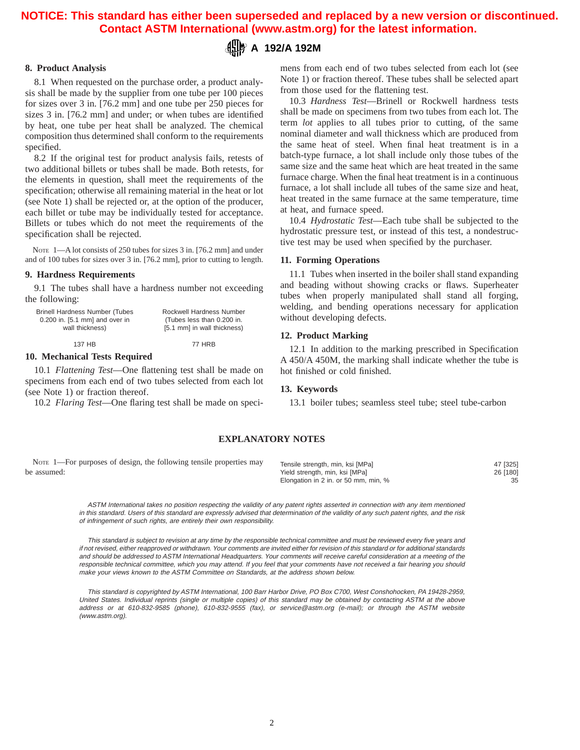**NOTICE: This standard has either been superseded and replaced by a new version or discontinued. Contact ASTM International (www.astm.org) for the latest information.**

## 8. Product Analysis

8.1 When requested on the purchase order, a product analysis shall be made by the supplier from one tube per 100 pieces for sizes over 3 in. [76.2 mm] and one tube per 250 pieces for sizes 3 in. [76.2 mm] and under; or when tubes are identified by heat, one tube per heat shall be analyzed. The chemical composition thus determined shall conform to the requirements specified.

8.2 If the original test for product analysis fails, retests of two additional billets or tubes shall be made. Both retests, for the elements in question, shall meet the requirements of the specification; otherwise all remaining material in the heat or lot (see Note 1) shall be rejected or, at the option of the producer, each billet or tube may be individually tested for acceptance. Billets or tubes which do not meet the requirements of the specification shall be rejected.

NOTE 1—A lot consists of 250 tubes for sizes 3 in. [76.2 mm] and under and of 100 tubes for sizes over 3 in. [76.2 mm], prior to cutting to length.

## 9. Hardness Requirements

9.1 The tubes shall have a hardness number not exceeding the following:

| Brinell Hardness Number (Tubes 0.200 in. [5.1 mm] and over in wall thickness) | Rockwell Hardness Number (Tubes less than 0.200 in. [5.1 mm] in wall thickness) |
|---|---|
| 137 HB | 77 HRB |

## 10. Mechanical Tests Required

10.1 *Flattening Test*—One flattening test shall be made on specimens from each end of two tubes selected from each lot (see Note 1) or fraction thereof.

10.2 *Flaring Test*—One flaring test shall be made on specimens from each end of two tubes selected from each lot (see Note 1) or fraction thereof. These tubes shall be selected apart from those used for the flattening test.

10.3 *Hardness Test*—Brinell or Rockwell hardness tests shall be made on specimens from two tubes from each lot. The term *lot* applies to all tubes prior to cutting, of the same nominal diameter and wall thickness which are produced from the same heat of steel. When final heat treatment is in a batch-type furnace, a lot shall include only those tubes of the same size and the same heat which are heat treated in the same furnace charge. When the final heat treatment is in a continuous furnace, a lot shall include all tubes of the same size and heat, heat treated in the same furnace at the same temperature, time at heat, and furnace speed.

10.4 *Hydrostatic Test*—Each tube shall be subjected to the hydrostatic pressure test, or instead of this test, a nondestructive test may be used when specified by the purchaser.

## 11. Forming Operations

11.1 Tubes when inserted in the boiler shall stand expanding and beading without showing cracks or flaws. Superheater tubes when properly manipulated shall stand all forging, welding, and bending operations necessary for application without developing defects.

## 12. Product Marking

12.1 In addition to the marking prescribed in Specification A 450/A 450M, the marking shall indicate whether the tube is hot finished or cold finished.

## 13. Keywords

13.1 boiler tubes; seamless steel tube; steel tube-carbon

## EXPLANATORY NOTES

NOTE 1—For purposes of design, the following tensile properties may be assumed:

| | |
|---|---|
| Tensile strength, min, ksi [MPa] | 47 [325] |
| Yield strength, min, ksi [MPa] | 26 [180] |
| Elongation in 2 in. or 50 mm, min, % | 35 |

*ASTM International takes no position respecting the validity of any patent rights asserted in connection with any item mentioned in this standard. Users of this standard are expressly advised that determination of the validity of any such patent rights, and the risk of infringement of such rights, are entirely their own responsibility.*

*This standard is subject to revision at any time by the responsible technical committee and must be reviewed every five years and if not revised, either reapproved or withdrawn. Your comments are invited either for revision of this standard or for additional standards and should be addressed to ASTM International Headquarters. Your comments will receive careful consideration at a meeting of the responsible technical committee, which you may attend. If you feel that your comments have not received a fair hearing you should make your views known to the ASTM Committee on Standards, at the address shown below.*

*This standard is copyrighted by ASTM International, 100 Barr Harbor Drive, PO Box C700, West Conshohocken, PA 19428-2959, United States. Individual reprints (single or multiple copies) of this standard may be obtained by contacting ASTM at the above address or at 610-832-9585 (phone), 610-832-9555 (fax), or service@astm.org (e-mail); or through the ASTM website (www.astm.org).*